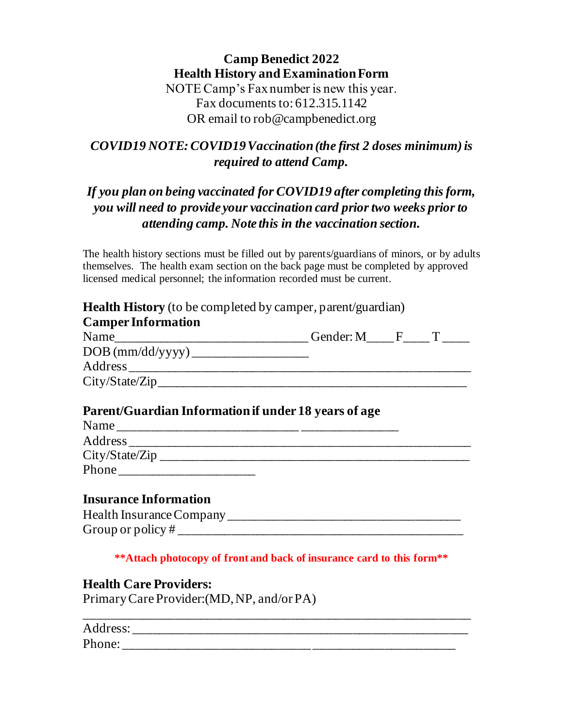# Camp Benedict 2022
## Health History and Examination Form

NOTE Camp's Fax number is new this year.
Fax documents to: 612.315.1142
OR email to rob@campbenedict.org

***COVID19 NOTE: COVID19 Vaccination (the first 2 doses minimum) is required to attend Camp.***

***If you plan on being vaccinated for COVID19 after completing this form, you will need to provide your vaccination card prior two weeks prior to attending camp. Note this in the vaccination section.***

The health history sections must be filled out by parents/guardians of minors, or by adults themselves. The health exam section on the back page must be completed by approved licensed medical personnel; the information recorded must be current.

**Health History** (to be completed by camper, parent/guardian)

**Camper Information**

Name_____________________________ Gender: M____ F____ T ____

DOB (mm/dd/yyyy) __________________

Address ____________________________________________________

City/State/Zip_______________________________________________

**Parent/Guardian Information if under 18 years of age**

Name ____________________________ _______________

Address ____________________________________________________

City/State/Zip ______________________________________________

Phone _____________________

**Insurance Information**

Health Insurance Company ____________________________________

Group or policy # ___________________________________________

****Attach photocopy of front and back of insurance card to this form****

**Health Care Providers:**

Primary Care Provider:(MD, NP, and/or PA)

_____________________________________________________________

Address: ____________________________________________________

Phone: _____________________________ ______________________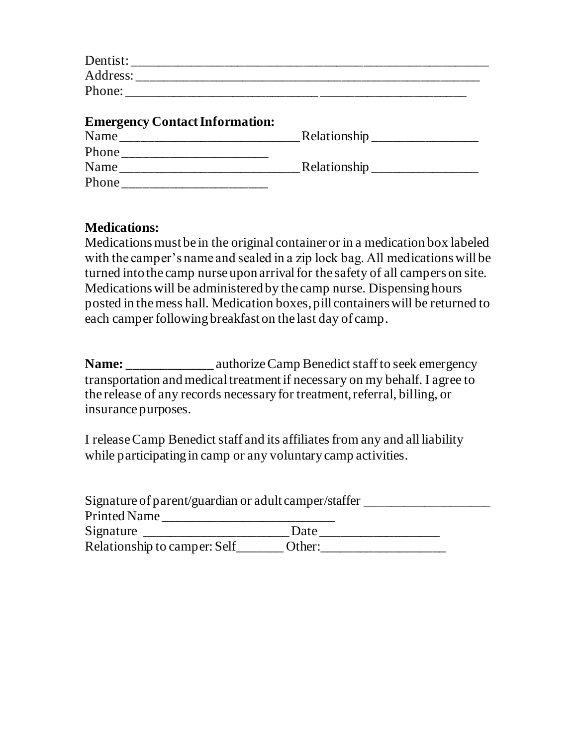Dentist: ________________________________________________________
Address: _______________________________________________________
Phone: ______________________________ ______________________

**Emergency Contact Information:**

Name ___________________________ Relationship ________________
Phone ______________________
Name ___________________________ Relationship ________________
Phone ______________________

**Medications:**

Medications must be in the original container or in a medication box labeled with the camper's name and sealed in a zip lock bag. All medications will be turned into the camp nurse upon arrival for the safety of all campers on site. Medications will be administered by the camp nurse. Dispensing hours posted in the mess hall. Medication boxes, pill containers will be returned to each camper following breakfast on the last day of camp.

**Name: _____________** authorize Camp Benedict staff to seek emergency transportation and medical treatment if necessary on my behalf. I agree to the release of any records necessary for treatment, referral, billing, or insurance purposes.

I release Camp Benedict staff and its affiliates from any and all liability while participating in camp or any voluntary camp activities.

Signature of parent/guardian or adult camper/staffer ___________________
Printed Name __________________________
Signature ______________________ Date __________________
Relationship to camper: Self_______ Other:___________________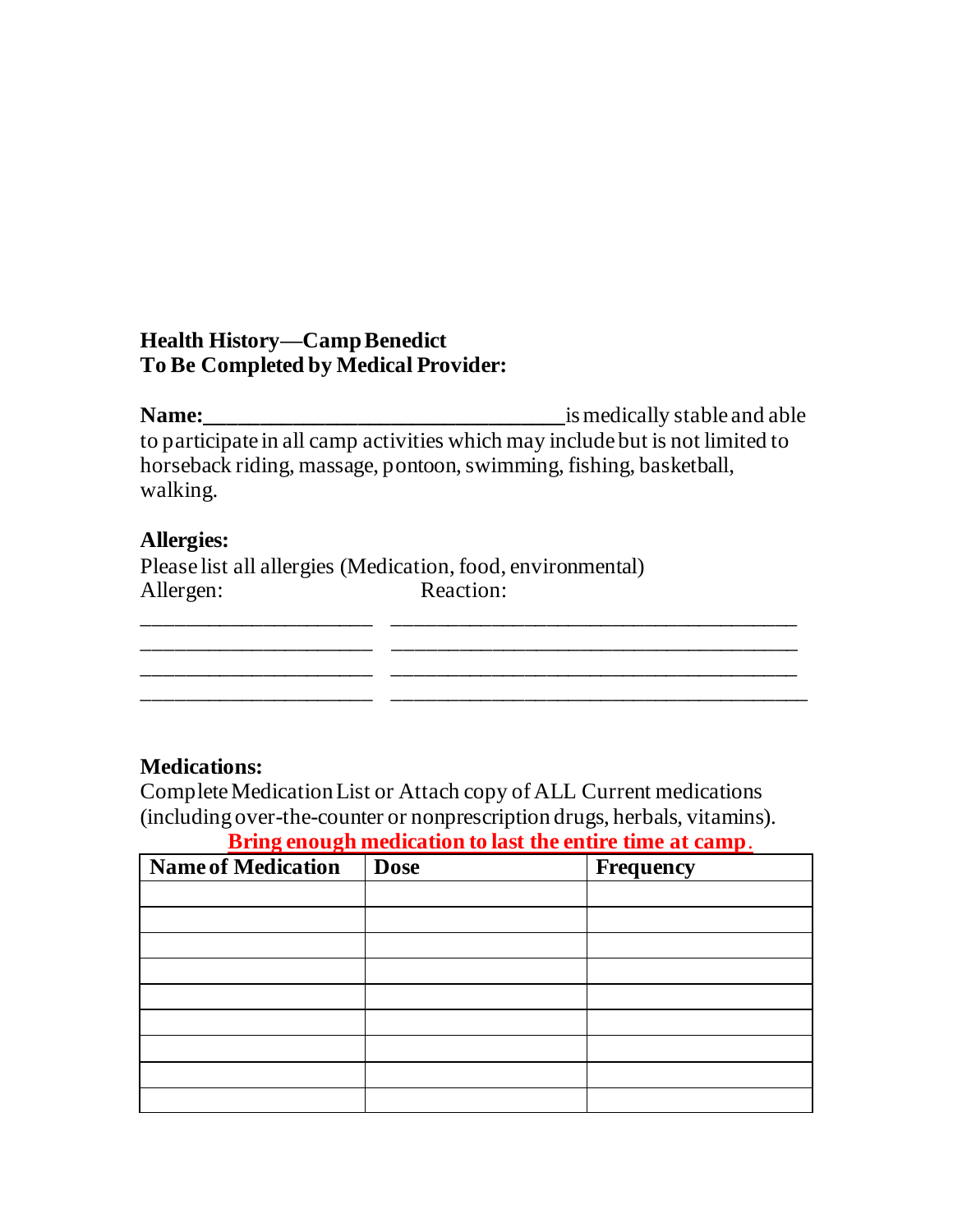**Health History—Camp Benedict**
**To Be Completed by Medical Provider:**

**Name:**_________________________________ is medically stable and able to participate in all camp activities which may include but is not limited to horseback riding, massage, pontoon, swimming, fishing, basketball, walking.

**Allergies:**

Please list all allergies (Medication, food, environmental)

Allergen: Reaction:

_____________________ _____________________________________
_____________________ _____________________________________
_____________________ _____________________________________
_____________________ _____________________________________

**Medications:**

Complete Medication List or Attach copy of ALL Current medications (including over-the-counter or nonprescription drugs, herbals, vitamins).

**Bring enough medication to last the entire time at camp.**

| Name of Medication | Dose | Frequency |
|---|---|---|
| | | |
| | | |
| | | |
| | | |
| | | |
| | | |
| | | |
| | | |
| | | |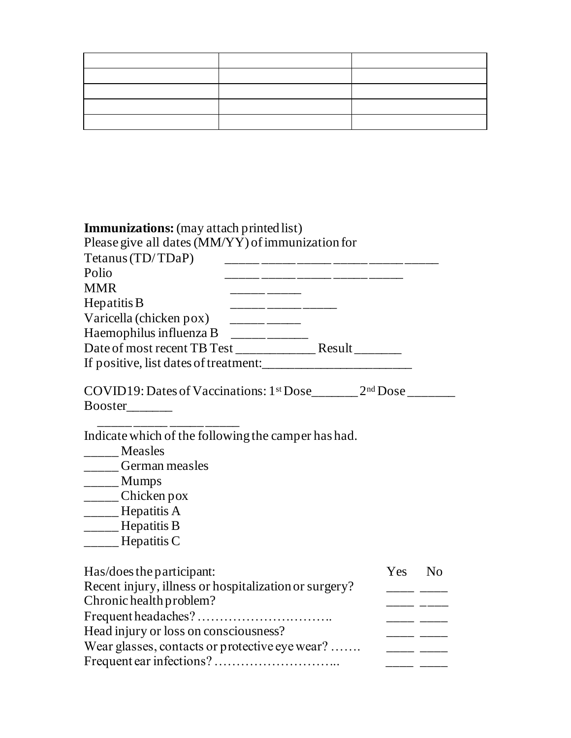| | | |
|---|---|---|
| | | |
| | | |
| | | |
| | | |

**Immunizations:** (may attach printed list)
Please give all dates (MM/YY) of immunization for

Tetanus (TD/ TDaP) _____ _____ _____ _____ _____ _____
Polio _____ _____ _____ _____ _____
MMR _____ _____
Hepatitis B _____ _____ _____
Varicella (chicken pox) _____ _____
Haemophilus influenza B _____ ______
Date of most recent TB Test ____________ Result _______
If positive, list dates of treatment:______________________

COVID19: Dates of Vaccinations: 1st Dose_______ 2nd Dose _______
Booster_______
_____ _____ _____ _____

Indicate which of the following the camper has had.

_____ Measles
_____ German measles
_____ Mumps
_____ Chicken pox
_____ Hepatitis A
_____ Hepatitis B
_____ Hepatitis C

| Has/does the participant: | Yes | No |
|---|---|---|
| Recent injury, illness or hospitalization or surgery? | ____ | ____ |
| Chronic health problem? | ____ | ____ |
| Frequent headaches? ………………………….. | ____ | ____ |
| Head injury or loss on consciousness? | ____ | ____ |
| Wear glasses, contacts or protective eye wear? ……. | ____ | ____ |
| Frequent ear infections? ………………………... | ____ | ____ |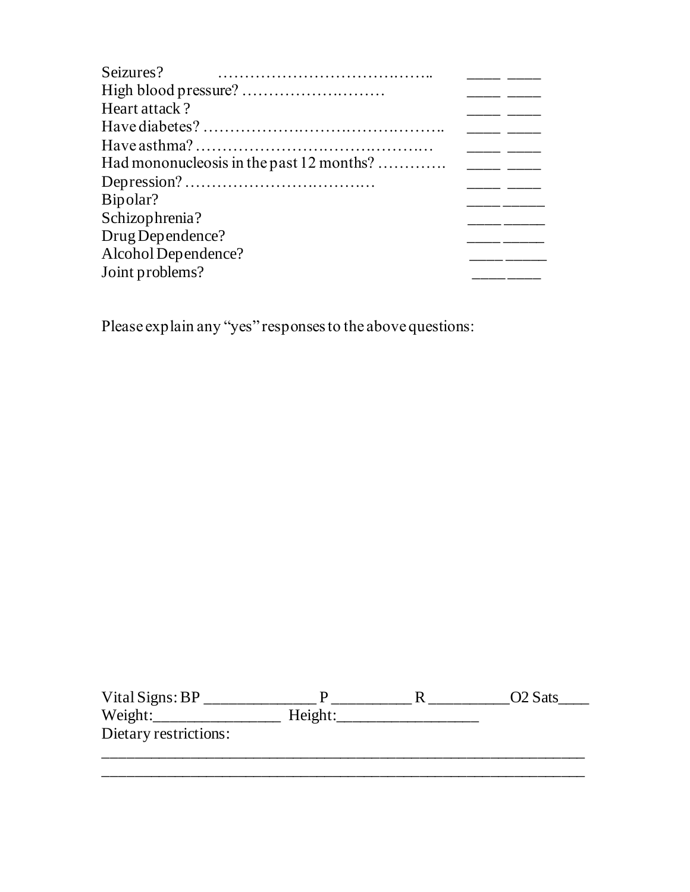Seizures? …………………………………….. ____ ____
High blood pressure? ……………………… ____ ____
Heart attack ? ____ ____
Have diabetes? ……………………………………….. ____ ____
Have asthma? …………………………………….… ____ ____
Had mononucleosis in the past 12 months? …………. ____ ____
Depression? ………………………………… ____ ____
Bipolar? ____ _____
Schizophrenia? ____ _____
Drug Dependence? ____ _____
Alcohol Dependence? ____ _____
Joint problems? ____ ____

Please explain any "yes" responses to the above questions:

Vital Signs: BP ______________ P __________ R __________ O2 Sats____
Weight:________________ Height:__________________
Dietary restrictions:
_________________________________________________________________
_________________________________________________________________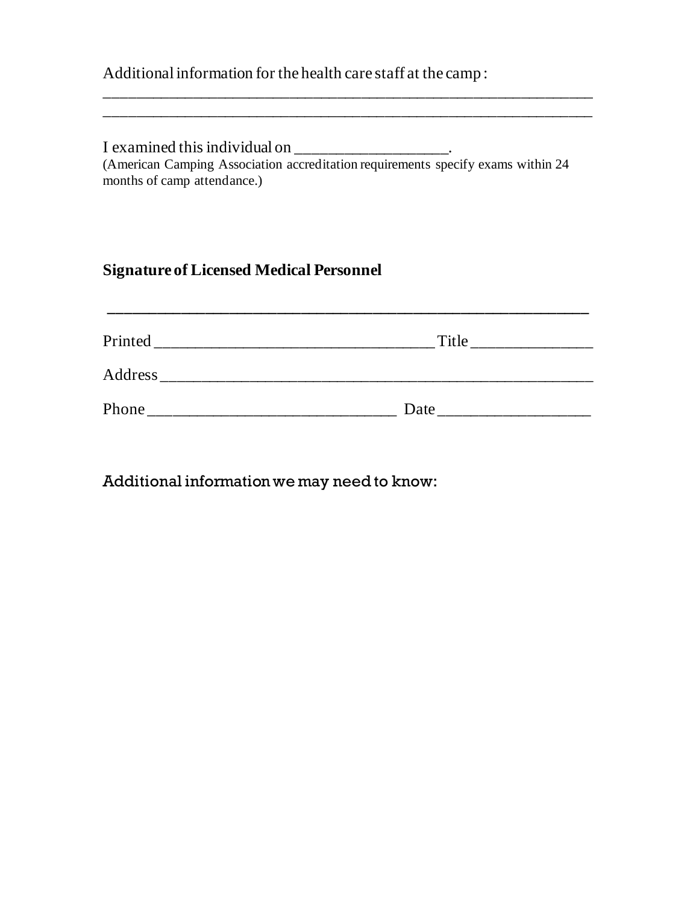Additional information for the health care staff at the camp:

_______________________________________________________________

_______________________________________________________________

I examined this individual on ___________________.

(American Camping Association accreditation requirements specify exams within 24 months of camp attendance.)

**Signature of Licensed Medical Personnel**

_______________________________________________________________

Printed _________________________________ Title ______________

Address _______________________________________________________

Phone _____________________________ Date __________________

Additional information we may need to know: